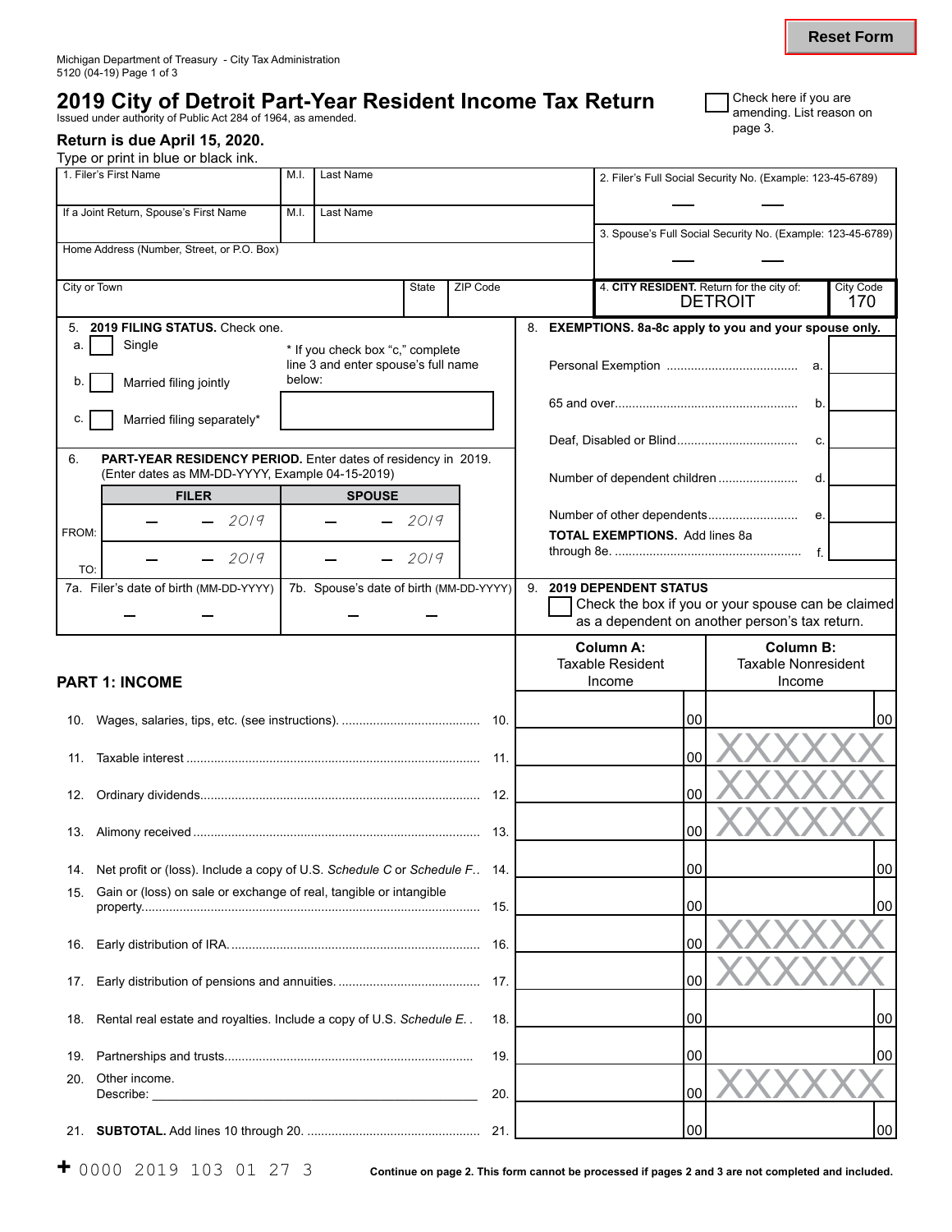Michigan Department of Treasury - City Tax Administration
5120 (04-19)

Reset Form

# 2019 City of Detroit Part-Year Resident Income Tax Return

Issued under authority of Public Act 284 of 1964, as amended.

☐ Check here if you are amending. List reason on page 3.

**Return is due April 15, 2020.**

Type or print in blue or black ink.

| | | | |
|---|---|---|---|
| 1. Filer's First Name | M.I. | Last Name | 2. Filer's Full Social Security No. (Example: 123-45-6789) |
| If a Joint Return, Spouse's First Name | M.I. | Last Name | 3. Spouse's Full Social Security No. (Example: 123-45-6789) |
| Home Address (Number, Street, or P.O. Box) | | | |
| City or Town | State | ZIP Code | 4. **CITY RESIDENT.** Return for the city of: DETROIT — City Code 170 |

5. **2019 FILING STATUS.** Check one.

a. ☐ Single

b. ☐ Married filing jointly

c. ☐ Married filing separately*

\* If you check box "c," complete line 3 and enter spouse's full name below:

6. **PART-YEAR RESIDENCY PERIOD.** Enter dates of residency in 2019. (Enter dates as MM-DD-YYYY, Example 04-15-2019)

| | FILER | SPOUSE |
|---|---|---|
| FROM: | – – 2019 | – – 2019 |
| TO: | – – 2019 | – – 2019 |

7a. Filer's date of birth (MM-DD-YYYY) – –

7b. Spouse's date of birth (MM-DD-YYYY) – –

8. **EXEMPTIONS. 8a-8c apply to you and your spouse only.**

| | | |
|---|---|---|
| Personal Exemption | a. | |
| 65 and over | b. | |
| Deaf, Disabled or Blind | c. | |
| Number of dependent children | d. | |
| Number of other dependents | e. | |
| **TOTAL EXEMPTIONS.** Add lines 8a through 8e. | f. | |

9. **2019 DEPENDENT STATUS**
☐ Check the box if you or your spouse can be claimed as a dependent on another person's tax return.

## PART 1: INCOME

| | Line | Column A: Taxable Resident Income | Column B: Taxable Nonresident Income |
|---|---|---|---|
| 10. Wages, salaries, tips, etc. (see instructions). | 10. | 00 | 00 |
| 11. Taxable interest | 11. | 00 | XXXXXX |
| 12. Ordinary dividends | 12. | 00 | XXXXXX |
| 13. Alimony received | 13. | 00 | XXXXXX |
| 14. Net profit or (loss). Include a copy of U.S. *Schedule C* or *Schedule F* | 14. | 00 | 00 |
| 15. Gain or (loss) on sale or exchange of real, tangible or intangible property | 15. | 00 | 00 |
| 16. Early distribution of IRA | 16. | 00 | XXXXXX |
| 17. Early distribution of pensions and annuities | 17. | 00 | XXXXXX |
| 18. Rental real estate and royalties. Include a copy of U.S. *Schedule E*. | 18. | 00 | 00 |
| 19. Partnerships and trusts | 19. | 00 | 00 |
| 20. Other income. Describe: | 20. | 00 | XXXXXX |
| 21. **SUBTOTAL.** Add lines 10 through 20. | 21. | 00 | 00 |

+ 0000 2019 103 01 27 3

**Continue on page 2. This form cannot be processed if pages 2 and 3 are not completed and included.**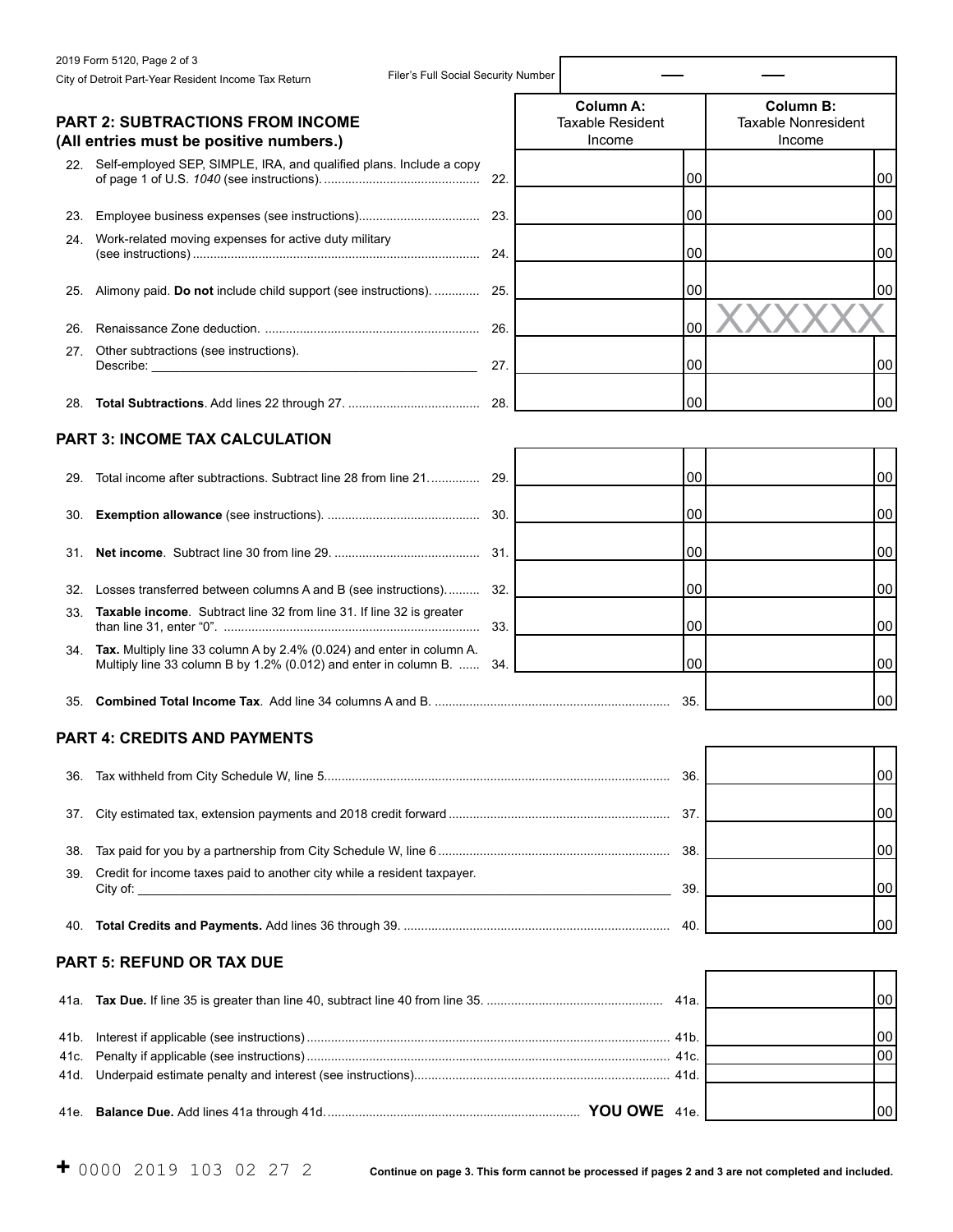2019 Form 5120, Page 2 of 3

City of Detroit Part-Year Resident Income Tax Return

Filer's Full Social Security Number

## PART 2: SUBTRACTIONS FROM INCOME (All entries must be positive numbers.)

| | | | Column A: Taxable Resident Income | Column B: Taxable Nonresident Income |
|---|---|---|---|---|
| 22. | Self-employed SEP, SIMPLE, IRA, and qualified plans. Include a copy of page 1 of U.S. *1040* (see instructions). | 22. | 00 | 00 |
| 23. | Employee business expenses (see instructions) | 23. | 00 | 00 |
| 24. | Work-related moving expenses for active duty military (see instructions) | 24. | 00 | 00 |
| 25. | Alimony paid. **Do not** include child support (see instructions). | 25. | 00 | 00 |
| 26. | Renaissance Zone deduction. | 26. | 00 | XXXXXX |
| 27. | Other subtractions (see instructions). Describe: ______ | 27. | 00 | 00 |
| 28. | **Total Subtractions**. Add lines 22 through 27. | 28. | 00 | 00 |

## PART 3: INCOME TAX CALCULATION

| | | | Column A | Column B |
|---|---|---|---|---|
| 29. | Total income after subtractions. Subtract line 28 from line 21. | 29. | 00 | 00 |
| 30. | **Exemption allowance** (see instructions). | 30. | 00 | 00 |
| 31. | **Net income**. Subtract line 30 from line 29. | 31. | 00 | 00 |
| 32. | Losses transferred between columns A and B (see instructions). | 32. | 00 | 00 |
| 33. | **Taxable income**. Subtract line 32 from line 31. If line 32 is greater than line 31, enter "0". | 33. | 00 | 00 |
| 34. | **Tax.** Multiply line 33 column A by 2.4% (0.024) and enter in column A. Multiply line 33 column B by 1.2% (0.012) and enter in column B. | 34. | 00 | 00 |
| 35. | **Combined Total Income Tax**. Add line 34 columns A and B. | 35. | | 00 |

## PART 4: CREDITS AND PAYMENTS

| | | | |
|---|---|---|---|
| 36. | Tax withheld from City Schedule W, line 5 | 36. | 00 |
| 37. | City estimated tax, extension payments and 2018 credit forward | 37. | 00 |
| 38. | Tax paid for you by a partnership from City Schedule W, line 6 | 38. | 00 |
| 39. | Credit for income taxes paid to another city while a resident taxpayer. City of: ______ | 39. | 00 |
| 40. | **Total Credits and Payments.** Add lines 36 through 39. | 40. | 00 |

## PART 5: REFUND OR TAX DUE

| | | | |
|---|---|---|---|
| 41a. | **Tax Due.** If line 35 is greater than line 40, subtract line 40 from line 35. | 41a. | 00 |
| 41b. | Interest if applicable (see instructions) | 41b. | 00 |
| 41c. | Penalty if applicable (see instructions) | 41c. | 00 |
| 41d. | Underpaid estimate penalty and interest (see instructions) | 41d. | |
| 41e. | **Balance Due.** Add lines 41a through 41d. **YOU OWE** | 41e. | 00 |

+ 0000 2019 103 02 27 2

**Continue on page 3. This form cannot be processed if pages 2 and 3 are not completed and included.**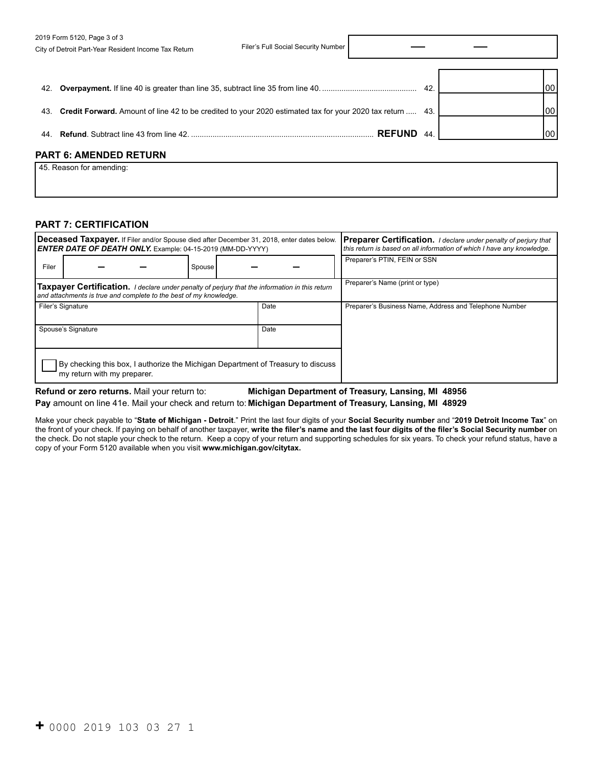Filer's Full Social Security Number

| | | |
|---|---|---|
| 42. **Overpayment.** If line 40 is greater than line 35, subtract line 35 from line 40. | 42. | 00 |
| 43. **Credit Forward.** Amount of line 42 to be credited to your 2020 estimated tax for your 2020 tax return | 43. | 00 |
| 44. **Refund**. Subtract line 43 from line 42. **REFUND** | 44. | 00 |

## PART 6: AMENDED RETURN

45. Reason for amending:

## PART 7: CERTIFICATION

| | |
|---|---|
| **Deceased Taxpayer.** If Filer and/or Spouse died after December 31, 2018, enter dates below. ***ENTER DATE OF DEATH ONLY.*** Example: 04-15-2019 (MM-DD-YYYY) | **Preparer Certification.** *I declare under penalty of perjury that this return is based on all information of which I have any knowledge.* |
| Filer — — Spouse — — | Preparer's PTIN, FEIN or SSN |
| **Taxpayer Certification.** *I declare under penalty of perjury that the information in this return and attachments is true and complete to the best of my knowledge.* | Preparer's Name (print or type) |
| Filer's Signature / Date | Preparer's Business Name, Address and Telephone Number |
| Spouse's Signature / Date | |
| ☐ By checking this box, I authorize the Michigan Department of Treasury to discuss my return with my preparer. | |

**Refund or zero returns.** Mail your return to: **Michigan Department of Treasury, Lansing, MI 48956**

**Pay** amount on line 41e. Mail your check and return to: **Michigan Department of Treasury, Lansing, MI 48929**

Make your check payable to "**State of Michigan - Detroit**." Print the last four digits of your **Social Security number** and "**2019 Detroit Income Tax**" on the front of your check. If paying on behalf of another taxpayer, **write the filer's name and the last four digits of the filer's Social Security number** on the check. Do not staple your check to the return. Keep a copy of your return and supporting schedules for six years. To check your refund status, have a copy of your Form 5120 available when you visit **www.michigan.gov/citytax.**

+ 0000 2019 103 03 27 1